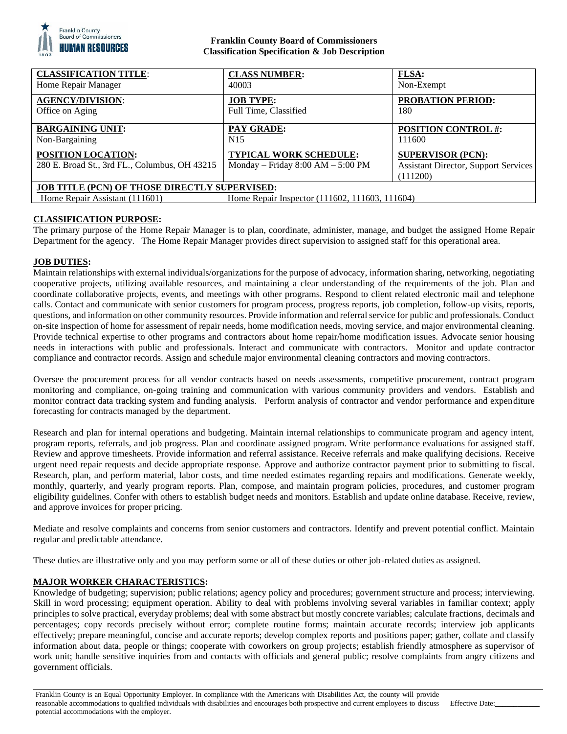**Franklin County Board of Commissioners**
**Classification Specification & Job Description**

| **CLASSIFICATION TITLE**: Home Repair Manager | **CLASS NUMBER:** 40003 | **FLSA:** Non-Exempt |
|---|---|---|
| **AGENCY/DIVISION**: Office on Aging | **JOB TYPE:** Full Time, Classified | **PROBATION PERIOD:** 180 |
| **BARGAINING UNIT:** Non-Bargaining | **PAY GRADE:** N15 | **POSITION CONTROL #:** 111600 |
| **POSITION LOCATION:** 280 E. Broad St., 3rd FL., Columbus, OH 43215 | **TYPICAL WORK SCHEDULE:** Monday – Friday 8:00 AM – 5:00 PM | **SUPERVISOR (PCN):** Assistant Director, Support Services (111200) |
| **JOB TITLE (PCN) OF THOSE DIRECTLY SUPERVISED:** Home Repair Assistant (111601) | Home Repair Inspector (111602, 111603, 111604) | |

## CLASSIFICATION PURPOSE:

The primary purpose of the Home Repair Manager is to plan, coordinate, administer, manage, and budget the assigned Home Repair Department for the agency. The Home Repair Manager provides direct supervision to assigned staff for this operational area.

## JOB DUTIES:

Maintain relationships with external individuals/organizations for the purpose of advocacy, information sharing, networking, negotiating cooperative projects, utilizing available resources, and maintaining a clear understanding of the requirements of the job. Plan and coordinate collaborative projects, events, and meetings with other programs. Respond to client related electronic mail and telephone calls. Contact and communicate with senior customers for program process, progress reports, job completion, follow-up visits, reports, questions, and information on other community resources. Provide information and referral service for public and professionals. Conduct on-site inspection of home for assessment of repair needs, home modification needs, moving service, and major environmental cleaning. Provide technical expertise to other programs and contractors about home repair/home modification issues. Advocate senior housing needs in interactions with public and professionals. Interact and communicate with contractors. Monitor and update contractor compliance and contractor records. Assign and schedule major environmental cleaning contractors and moving contractors.

Oversee the procurement process for all vendor contracts based on needs assessments, competitive procurement, contract program monitoring and compliance, on-going training and communication with various community providers and vendors. Establish and monitor contract data tracking system and funding analysis. Perform analysis of contractor and vendor performance and expenditure forecasting for contracts managed by the department.

Research and plan for internal operations and budgeting. Maintain internal relationships to communicate program and agency intent, program reports, referrals, and job progress. Plan and coordinate assigned program. Write performance evaluations for assigned staff. Review and approve timesheets. Provide information and referral assistance. Receive referrals and make qualifying decisions. Receive urgent need repair requests and decide appropriate response. Approve and authorize contractor payment prior to submitting to fiscal. Research, plan, and perform material, labor costs, and time needed estimates regarding repairs and modifications. Generate weekly, monthly, quarterly, and yearly program reports. Plan, compose, and maintain program policies, procedures, and customer program eligibility guidelines. Confer with others to establish budget needs and monitors. Establish and update online database. Receive, review, and approve invoices for proper pricing.

Mediate and resolve complaints and concerns from senior customers and contractors. Identify and prevent potential conflict. Maintain regular and predictable attendance.

These duties are illustrative only and you may perform some or all of these duties or other job-related duties as assigned.

## MAJOR WORKER CHARACTERISTICS:

Knowledge of budgeting; supervision; public relations; agency policy and procedures; government structure and process; interviewing. Skill in word processing; equipment operation. Ability to deal with problems involving several variables in familiar context; apply principles to solve practical, everyday problems; deal with some abstract but mostly concrete variables; calculate fractions, decimals and percentages; copy records precisely without error; complete routine forms; maintain accurate records; interview job applicants effectively; prepare meaningful, concise and accurate reports; develop complex reports and positions paper; gather, collate and classify information about data, people or things; cooperate with coworkers on group projects; establish friendly atmosphere as supervisor of work unit; handle sensitive inquiries from and contacts with officials and general public; resolve complaints from angry citizens and government officials.

Franklin County is an Equal Opportunity Employer. In compliance with the Americans with Disabilities Act, the county will provide reasonable accommodations to qualified individuals with disabilities and encourages both prospective and current employees to discuss potential accommodations with the employer.

Effective Date:___________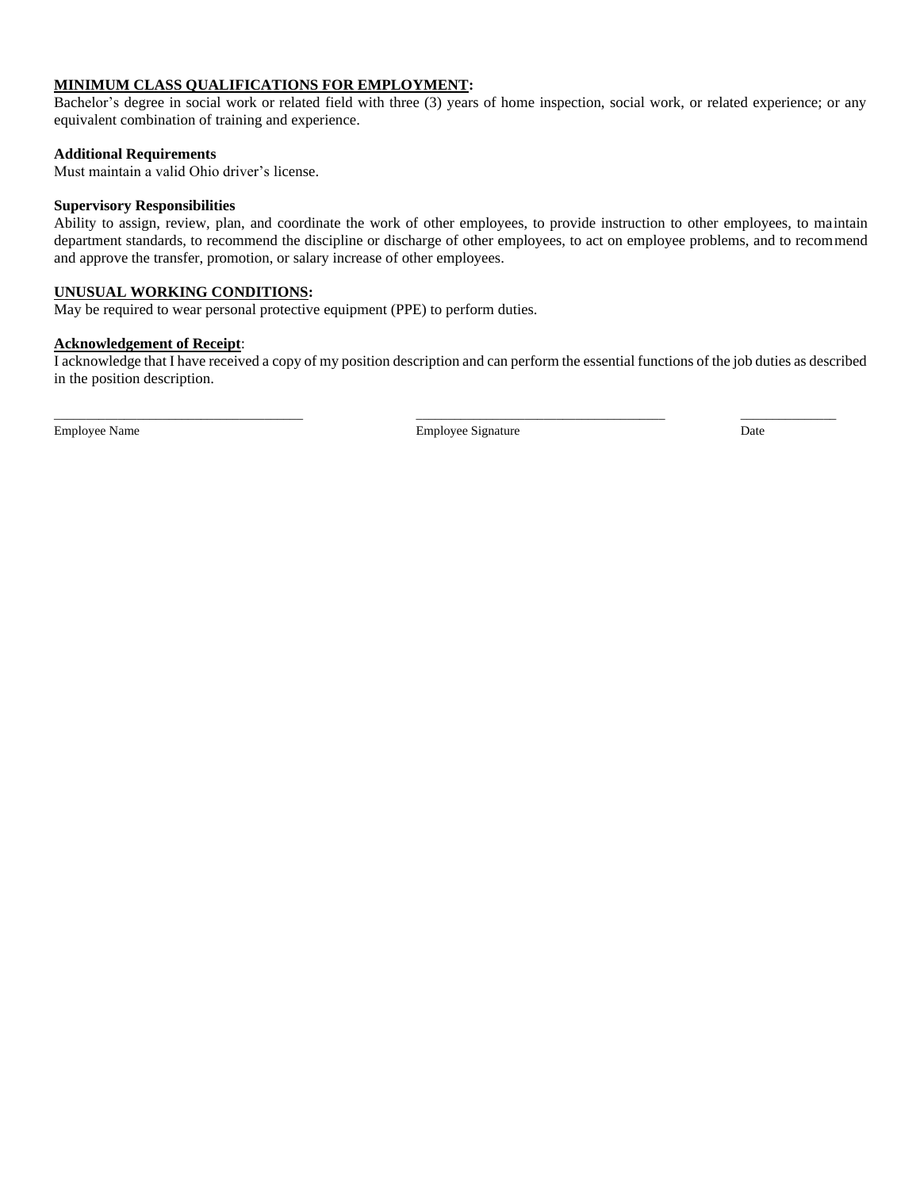**<u>MINIMUM CLASS QUALIFICATIONS FOR EMPLOYMENT</u>:**

Bachelor's degree in social work or related field with three (3) years of home inspection, social work, or related experience; or any equivalent combination of training and experience.

**Additional Requirements**

Must maintain a valid Ohio driver's license.

**Supervisory Responsibilities**

Ability to assign, review, plan, and coordinate the work of other employees, to provide instruction to other employees, to maintain department standards, to recommend the discipline or discharge of other employees, to act on employee problems, and to recommend and approve the transfer, promotion, or salary increase of other employees.

**<u>UNUSUAL WORKING CONDITIONS</u>:**

May be required to wear personal protective equipment (PPE) to perform duties.

**<u>Acknowledgement of Receipt</u>**:

I acknowledge that I have received a copy of my position description and can perform the essential functions of the job duties as described in the position description.

| | | |
|---|---|---|
| ____________________________________ | ____________________________________ | ______________ |
| Employee Name | Employee Signature | Date |